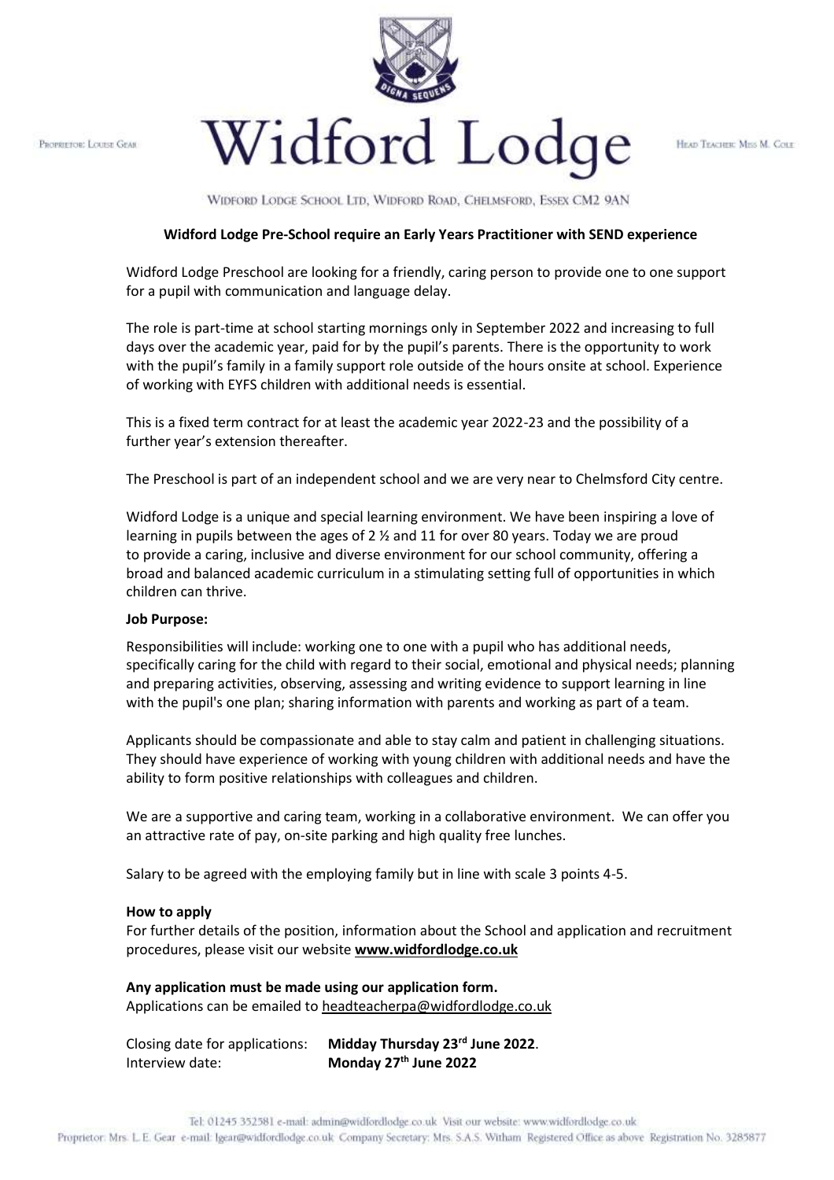Proprietor: Louise Gear

# Widford Lodge

Head Teacher: Miss M. Cole

Widford Lodge School Ltd, Widford Road, Chelmsford, Essex CM2 9AN

**Widford Lodge Pre-School require an Early Years Practitioner with SEND experience**

Widford Lodge Preschool are looking for a friendly, caring person to provide one to one support for a pupil with communication and language delay.

The role is part-time at school starting mornings only in September 2022 and increasing to full days over the academic year, paid for by the pupil's parents. There is the opportunity to work with the pupil's family in a family support role outside of the hours onsite at school. Experience of working with EYFS children with additional needs is essential.

This is a fixed term contract for at least the academic year 2022-23 and the possibility of a further year's extension thereafter.

The Preschool is part of an independent school and we are very near to Chelmsford City centre.

Widford Lodge is a unique and special learning environment. We have been inspiring a love of learning in pupils between the ages of 2 ½ and 11 for over 80 years. Today we are proud to provide a caring, inclusive and diverse environment for our school community, offering a broad and balanced academic curriculum in a stimulating setting full of opportunities in which children can thrive.

**Job Purpose:**

Responsibilities will include: working one to one with a pupil who has additional needs, specifically caring for the child with regard to their social, emotional and physical needs; planning and preparing activities, observing, assessing and writing evidence to support learning in line with the pupil's one plan; sharing information with parents and working as part of a team.

Applicants should be compassionate and able to stay calm and patient in challenging situations. They should have experience of working with young children with additional needs and have the ability to form positive relationships with colleagues and children.

We are a supportive and caring team, working in a collaborative environment. We can offer you an attractive rate of pay, on-site parking and high quality free lunches.

Salary to be agreed with the employing family but in line with scale 3 points 4-5.

**How to apply**

For further details of the position, information about the School and application and recruitment procedures, please visit our website **www.widfordlodge.co.uk**

**Any application must be made using our application form.**

Applications can be emailed to headteacherpa@widfordlodge.co.uk

Closing date for applications: **Midday Thursday 23rd June 2022**.

Interview date: **Monday 27th June 2022**

Tel: 01245 352581 e-mail: admin@widfordlodge.co.uk Visit our website: www.widfordlodge.co.uk

Proprietor: Mrs. L.E. Gear e-mail: lgear@widfordlodge.co.uk Company Secretary: Mrs. S.A.S. Witham Registered Office as above Registration No. 3285877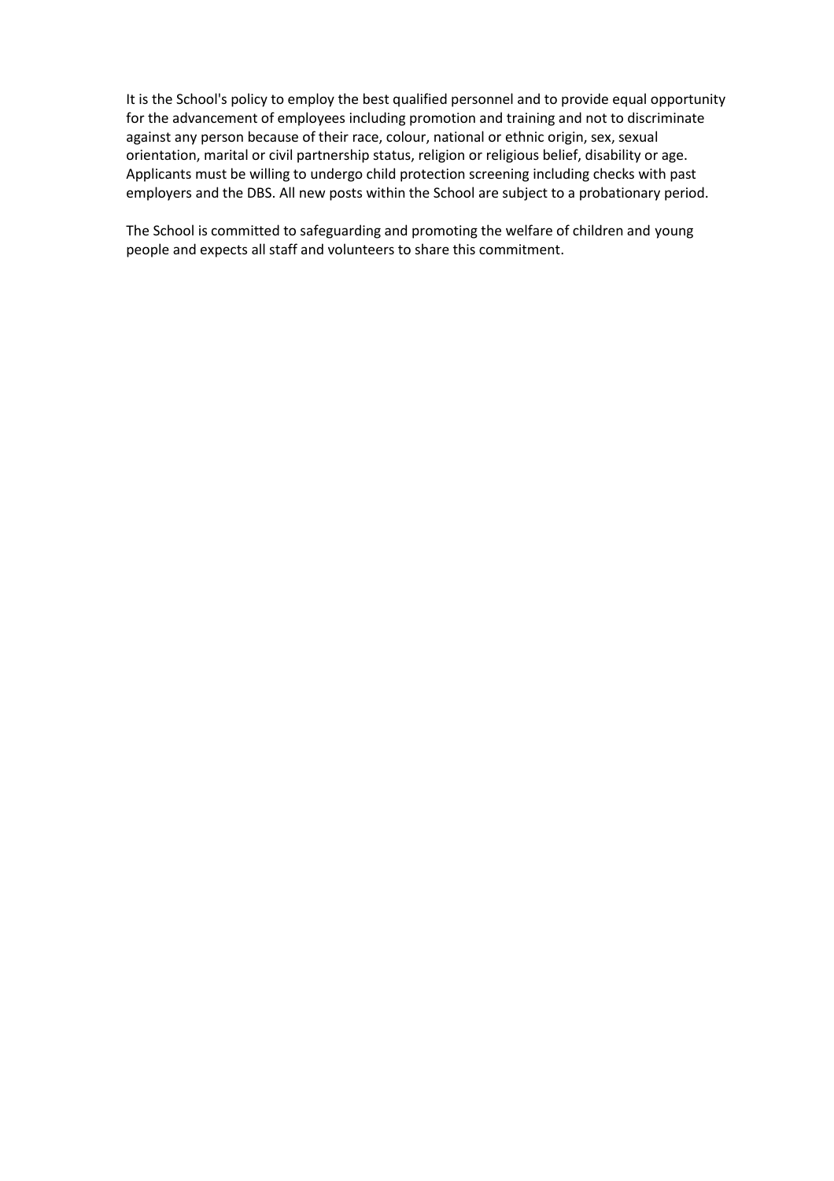It is the School's policy to employ the best qualified personnel and to provide equal opportunity for the advancement of employees including promotion and training and not to discriminate against any person because of their race, colour, national or ethnic origin, sex, sexual orientation, marital or civil partnership status, religion or religious belief, disability or age. Applicants must be willing to undergo child protection screening including checks with past employers and the DBS. All new posts within the School are subject to a probationary period.

The School is committed to safeguarding and promoting the welfare of children and young people and expects all staff and volunteers to share this commitment.